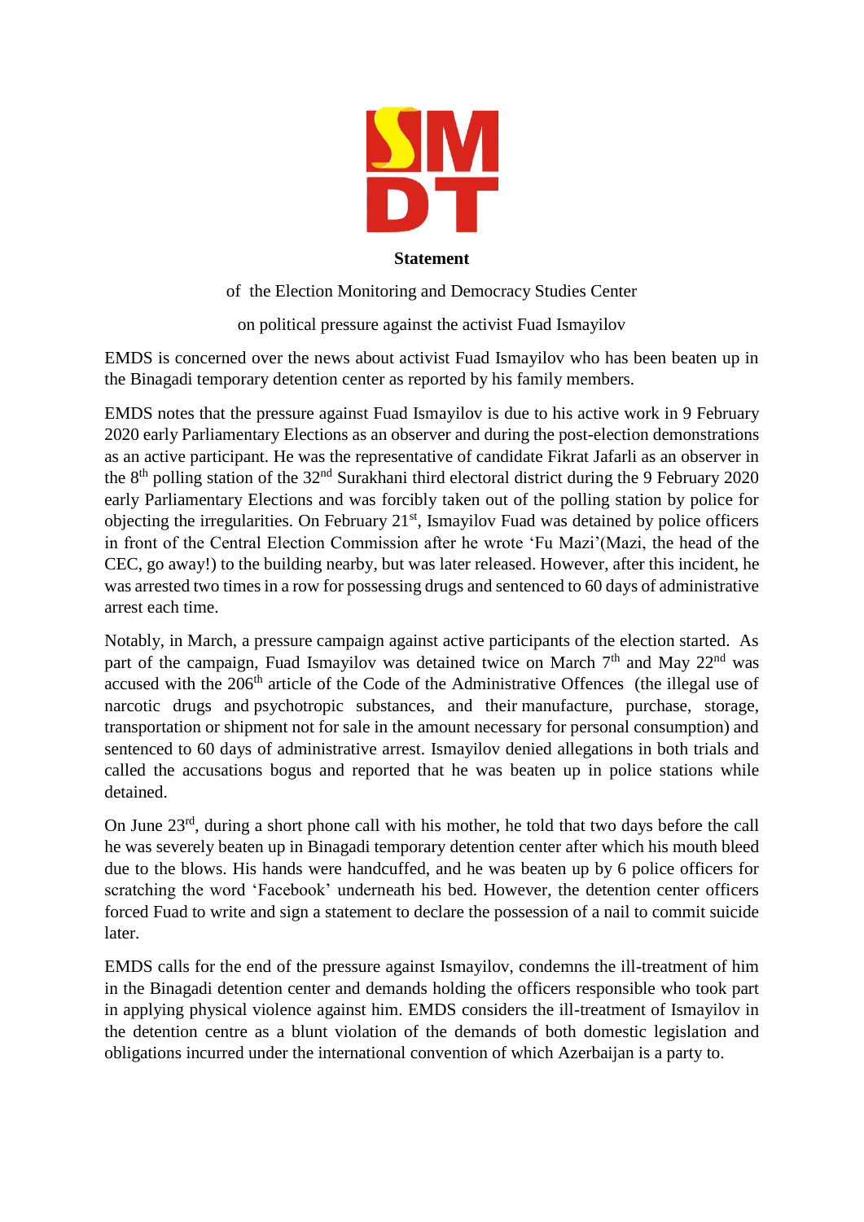**Statement**

of the Election Monitoring and Democracy Studies Center

on political pressure against the activist Fuad Ismayilov

EMDS is concerned over the news about activist Fuad Ismayilov who has been beaten up in the Binagadi temporary detention center as reported by his family members.

EMDS notes that the pressure against Fuad Ismayilov is due to his active work in 9 February 2020 early Parliamentary Elections as an observer and during the post-election demonstrations as an active participant. He was the representative of candidate Fikrat Jafarli as an observer in the 8th polling station of the 32nd Surakhani third electoral district during the 9 February 2020 early Parliamentary Elections and was forcibly taken out of the polling station by police for objecting the irregularities. On February 21st, Ismayilov Fuad was detained by police officers in front of the Central Election Commission after he wrote 'Fu Mazi'(Mazi, the head of the CEC, go away!) to the building nearby, but was later released. However, after this incident, he was arrested two times in a row for possessing drugs and sentenced to 60 days of administrative arrest each time.

Notably, in March, a pressure campaign against active participants of the election started. As part of the campaign, Fuad Ismayilov was detained twice on March 7th and May 22nd was accused with the 206th article of the Code of the Administrative Offences (the illegal use of narcotic drugs and psychotropic substances, and their manufacture, purchase, storage, transportation or shipment not for sale in the amount necessary for personal consumption) and sentenced to 60 days of administrative arrest. Ismayilov denied allegations in both trials and called the accusations bogus and reported that he was beaten up in police stations while detained.

On June 23rd, during a short phone call with his mother, he told that two days before the call he was severely beaten up in Binagadi temporary detention center after which his mouth bleed due to the blows. His hands were handcuffed, and he was beaten up by 6 police officers for scratching the word 'Facebook' underneath his bed. However, the detention center officers forced Fuad to write and sign a statement to declare the possession of a nail to commit suicide later.

EMDS calls for the end of the pressure against Ismayilov, condemns the ill-treatment of him in the Binagadi detention center and demands holding the officers responsible who took part in applying physical violence against him. EMDS considers the ill-treatment of Ismayilov in the detention centre as a blunt violation of the demands of both domestic legislation and obligations incurred under the international convention of which Azerbaijan is a party to.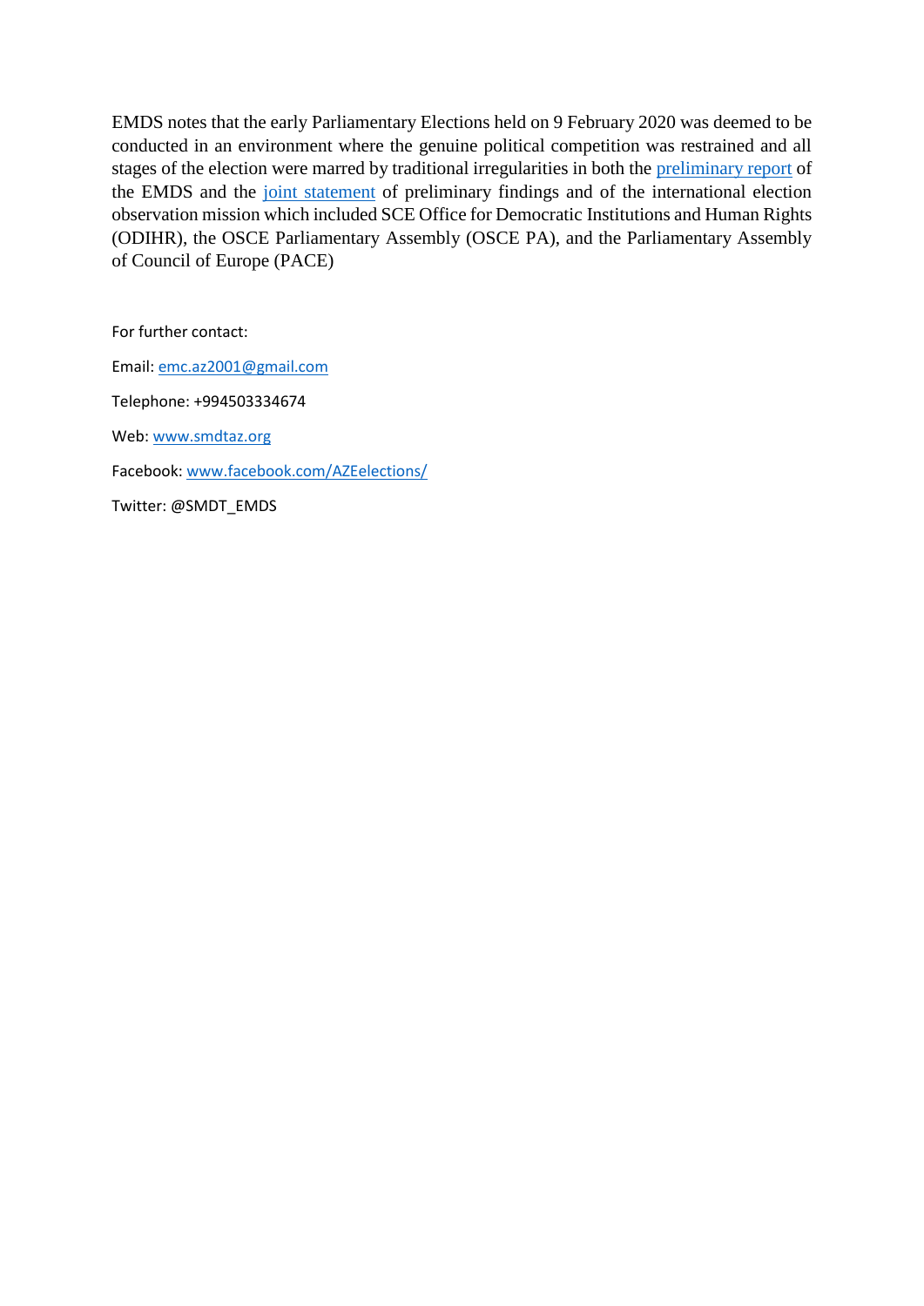EMDS notes that the early Parliamentary Elections held on 9 February 2020 was deemed to be conducted in an environment where the genuine political competition was restrained and all stages of the election were marred by traditional irregularities in both the [preliminary report] of the EMDS and the [joint statement] of preliminary findings and of the international election observation mission which included SCE Office for Democratic Institutions and Human Rights (ODIHR), the OSCE Parliamentary Assembly (OSCE PA), and the Parliamentary Assembly of Council of Europe (PACE)

For further contact:

Email: emc.az2001@gmail.com

Telephone: +994503334674

Web: www.smdtaz.org

Facebook: www.facebook.com/AZEelections/

Twitter: @SMDT_EMDS